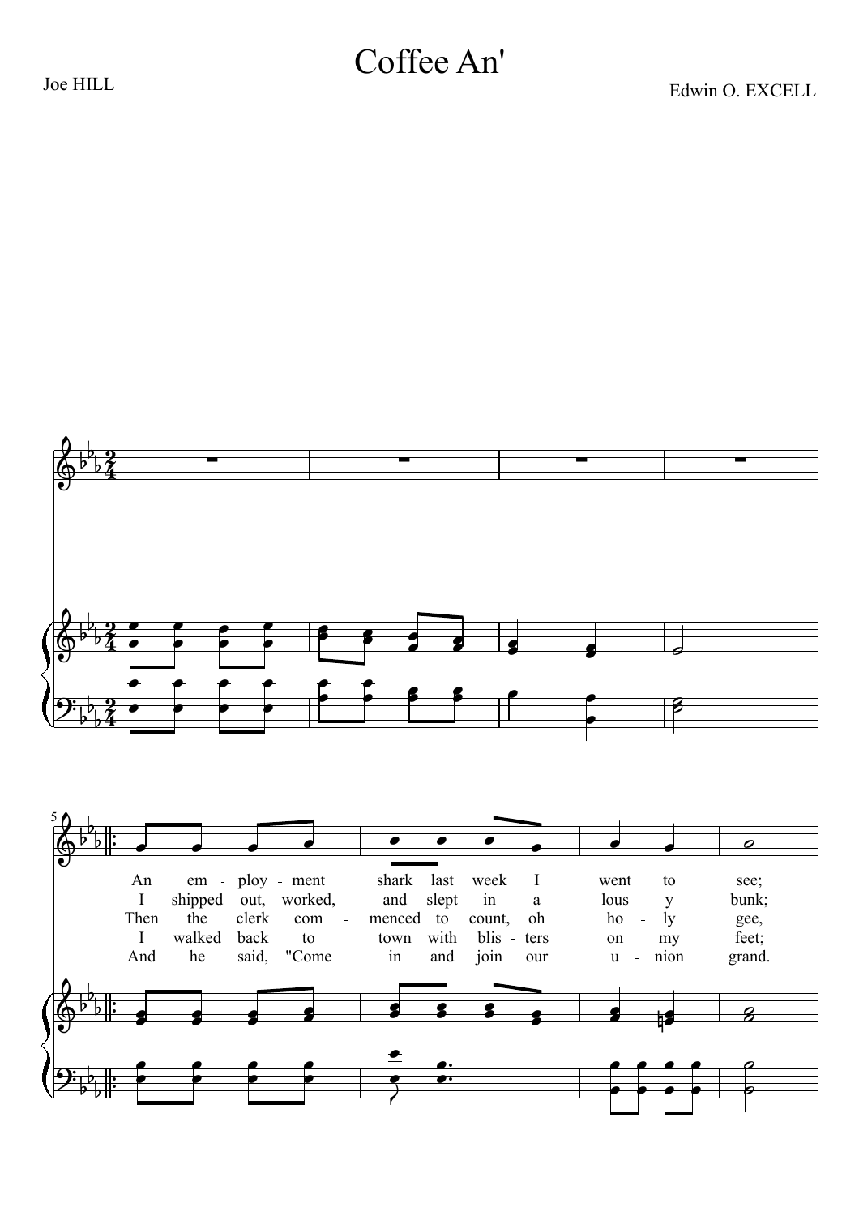# Coffee An'

Joe HILL

Edwin O. EXCELL

An em - ploy - ment shark last week I went to see;
I shipped out, worked, and slept in a lous - y bunk;
Then the clerk com - menced to count, oh ho - ly gee,
I walked back to town with blis - ters on my feet;
And he said, "Come in and join our u - nion grand.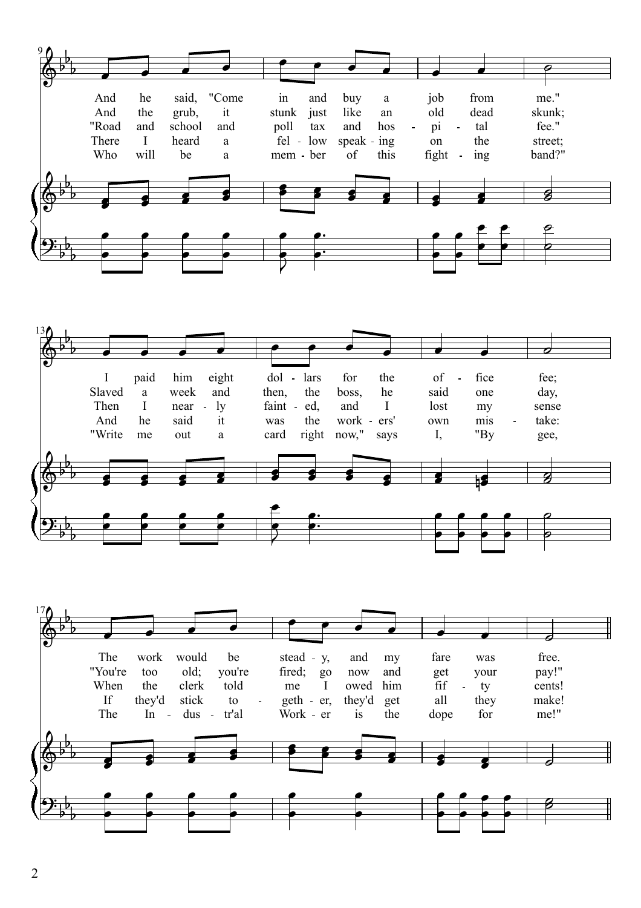And he said, "Come in and buy a job from me."
And the grub, it stunk just like an old dead skunk;
"Road and school and poll tax and hos - pi - tal fee."
There I heard a fel - low speak - ing on the street;
Who will be a mem - ber of this fight - ing band?"

I paid him eight dol - lars for the of - fice fee;
Slaved a week and then, the boss, he said one day,
Then I near - ly faint - ed, and I lost my sense
And he said it was the work - ers' own mis - take:
"Write me out a card right now," says I, "By gee,

The work would be stead - y, and my fare was free.
"You're too old; you're fired; go now and get your pay!"
When the clerk told me I owed him fif - ty cents!
If they'd stick to - geth - er, they'd get all they make!
The In - dus - tr'al Work - er is the dope for me!"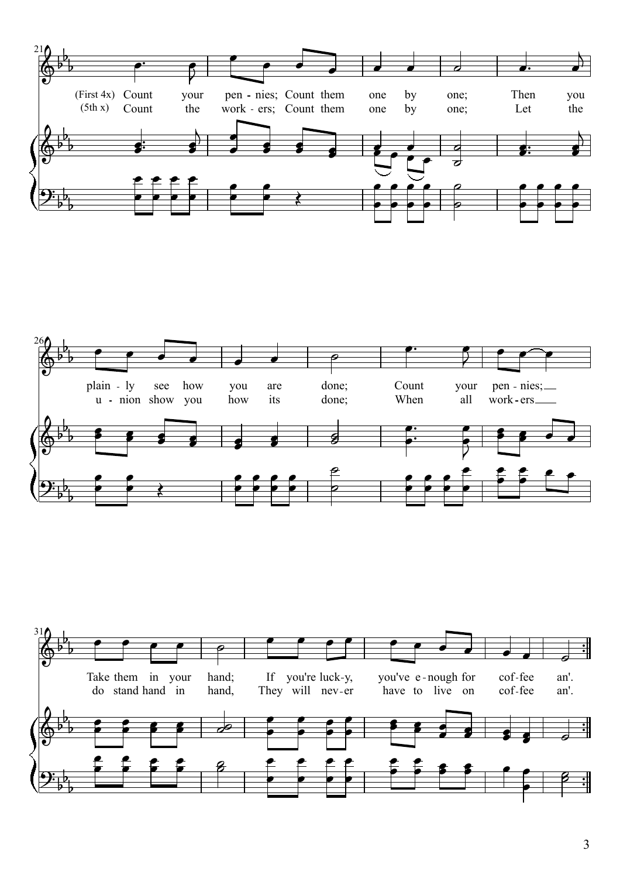(First 4x) Count your pen - nies; Count them one by one; Then you plain - ly see how you are done; Count your pen - nies; Take them in your hand; If you're luck-y, you've e - nough for cof-fee an'.

(5th x) Count the work - ers; Count them one by one; Let the u - nion show you how its done; When all work-ers do stand hand in hand, They will nev-er have to live on cof-fee an'.